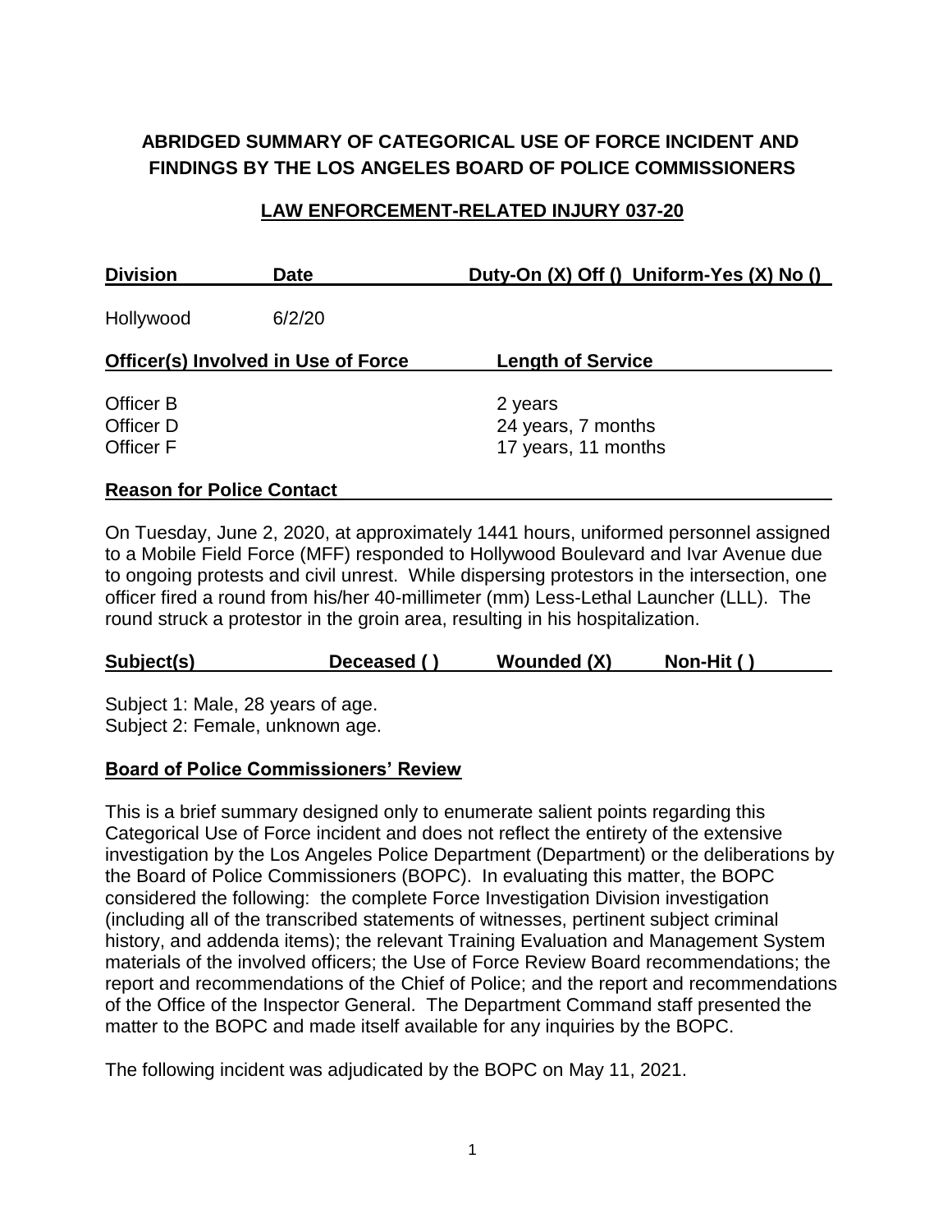# ABRIDGED SUMMARY OF CATEGORICAL USE OF FORCE INCIDENT AND FINDINGS BY THE LOS ANGELES BOARD OF POLICE COMMISSIONERS

## LAW ENFORCEMENT-RELATED INJURY 037-20

| Division | Date | Duty-On (X) Off () Uniform-Yes (X) No () |
|---|---|---|
| Hollywood | 6/2/20 | |

| Officer(s) Involved in Use of Force | Length of Service |
|---|---|
| Officer B | 2 years |
| Officer D | 24 years, 7 months |
| Officer F | 17 years, 11 months |

**Reason for Police Contact**

On Tuesday, June 2, 2020, at approximately 1441 hours, uniformed personnel assigned to a Mobile Field Force (MFF) responded to Hollywood Boulevard and Ivar Avenue due to ongoing protests and civil unrest. While dispersing protestors in the intersection, one officer fired a round from his/her 40-millimeter (mm) Less-Lethal Launcher (LLL). The round struck a protestor in the groin area, resulting in his hospitalization.

| Subject(s) | Deceased ( ) | Wounded (X) | Non-Hit ( ) |
|---|---|---|---|

Subject 1: Male, 28 years of age.
Subject 2: Female, unknown age.

**Board of Police Commissioners' Review**

This is a brief summary designed only to enumerate salient points regarding this Categorical Use of Force incident and does not reflect the entirety of the extensive investigation by the Los Angeles Police Department (Department) or the deliberations by the Board of Police Commissioners (BOPC). In evaluating this matter, the BOPC considered the following: the complete Force Investigation Division investigation (including all of the transcribed statements of witnesses, pertinent subject criminal history, and addenda items); the relevant Training Evaluation and Management System materials of the involved officers; the Use of Force Review Board recommendations; the report and recommendations of the Chief of Police; and the report and recommendations of the Office of the Inspector General. The Department Command staff presented the matter to the BOPC and made itself available for any inquiries by the BOPC.

The following incident was adjudicated by the BOPC on May 11, 2021.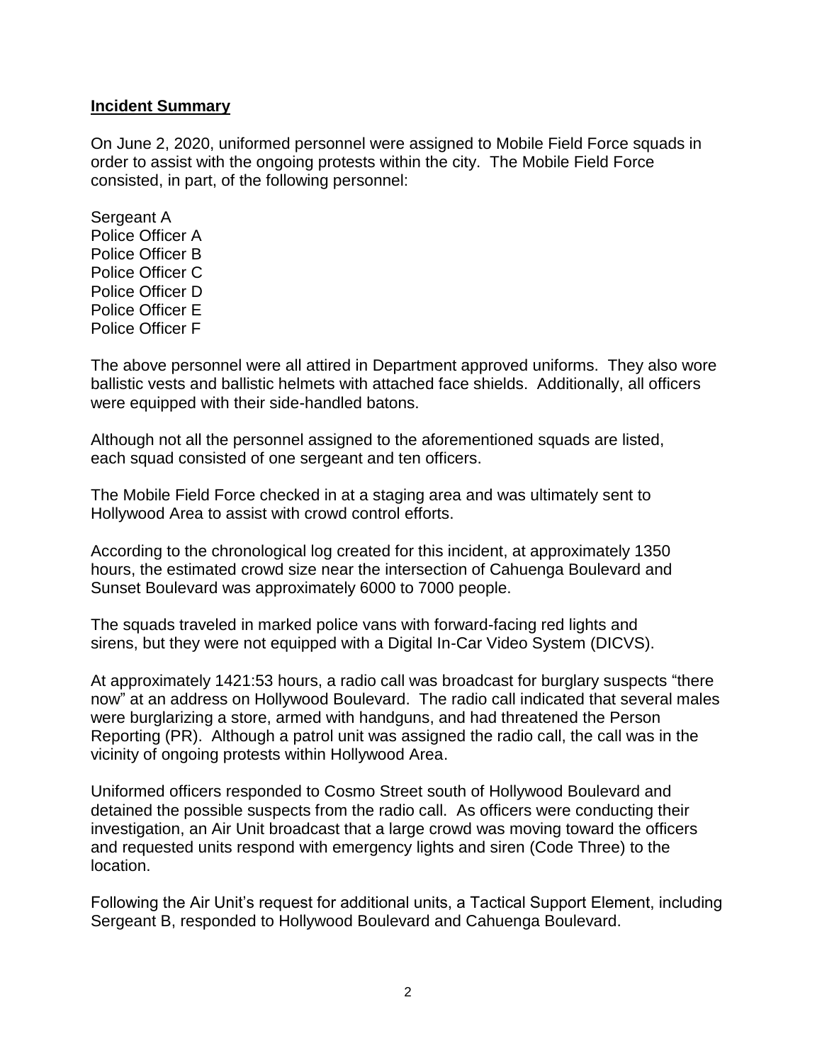**Incident Summary**

On June 2, 2020, uniformed personnel were assigned to Mobile Field Force squads in order to assist with the ongoing protests within the city. The Mobile Field Force consisted, in part, of the following personnel:

Sergeant A
Police Officer A
Police Officer B
Police Officer C
Police Officer D
Police Officer E
Police Officer F

The above personnel were all attired in Department approved uniforms. They also wore ballistic vests and ballistic helmets with attached face shields. Additionally, all officers were equipped with their side-handled batons.

Although not all the personnel assigned to the aforementioned squads are listed, each squad consisted of one sergeant and ten officers.

The Mobile Field Force checked in at a staging area and was ultimately sent to Hollywood Area to assist with crowd control efforts.

According to the chronological log created for this incident, at approximately 1350 hours, the estimated crowd size near the intersection of Cahuenga Boulevard and Sunset Boulevard was approximately 6000 to 7000 people.

The squads traveled in marked police vans with forward-facing red lights and sirens, but they were not equipped with a Digital In-Car Video System (DICVS).

At approximately 1421:53 hours, a radio call was broadcast for burglary suspects "there now" at an address on Hollywood Boulevard. The radio call indicated that several males were burglarizing a store, armed with handguns, and had threatened the Person Reporting (PR). Although a patrol unit was assigned the radio call, the call was in the vicinity of ongoing protests within Hollywood Area.

Uniformed officers responded to Cosmo Street south of Hollywood Boulevard and detained the possible suspects from the radio call. As officers were conducting their investigation, an Air Unit broadcast that a large crowd was moving toward the officers and requested units respond with emergency lights and siren (Code Three) to the location.

Following the Air Unit's request for additional units, a Tactical Support Element, including Sergeant B, responded to Hollywood Boulevard and Cahuenga Boulevard.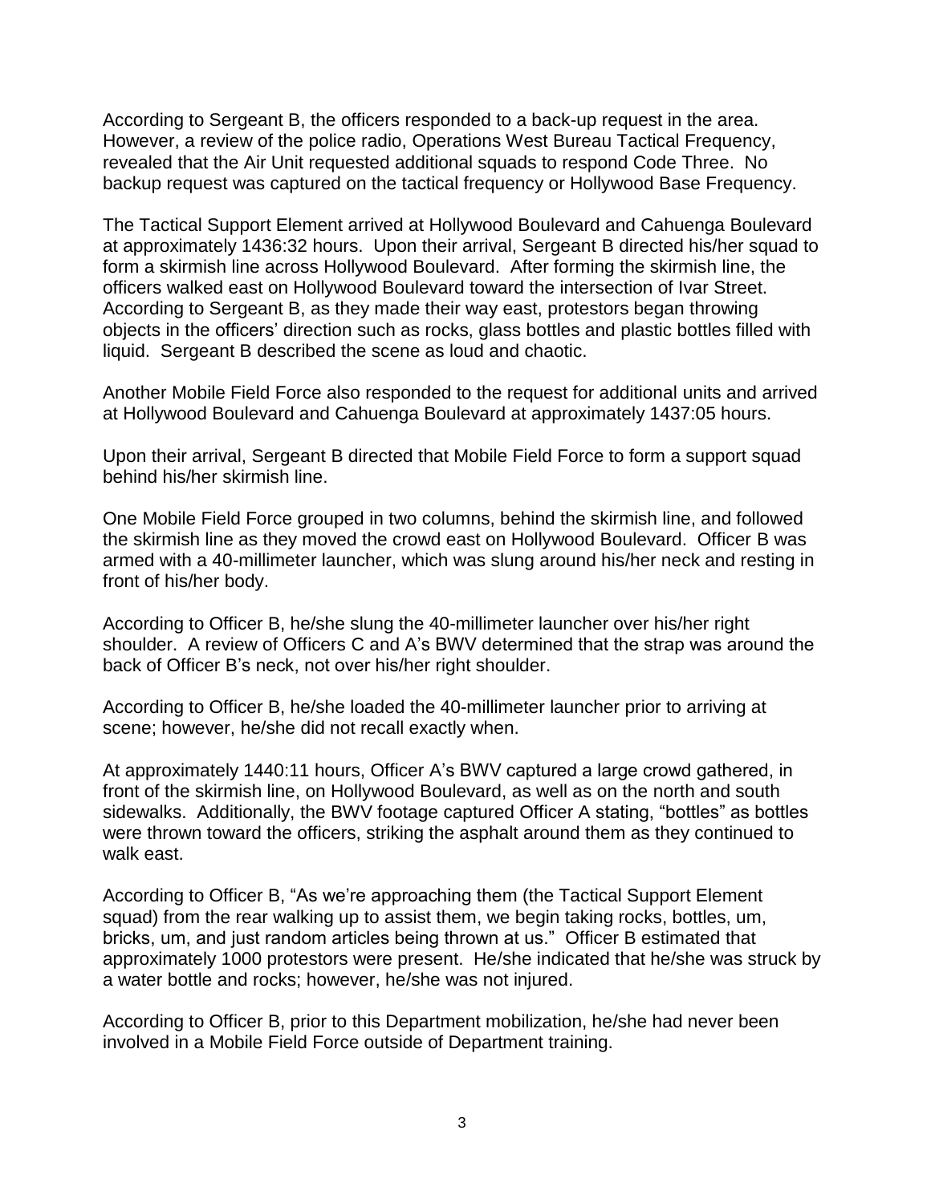According to Sergeant B, the officers responded to a back-up request in the area. However, a review of the police radio, Operations West Bureau Tactical Frequency, revealed that the Air Unit requested additional squads to respond Code Three. No backup request was captured on the tactical frequency or Hollywood Base Frequency.

The Tactical Support Element arrived at Hollywood Boulevard and Cahuenga Boulevard at approximately 1436:32 hours. Upon their arrival, Sergeant B directed his/her squad to form a skirmish line across Hollywood Boulevard. After forming the skirmish line, the officers walked east on Hollywood Boulevard toward the intersection of Ivar Street. According to Sergeant B, as they made their way east, protestors began throwing objects in the officers' direction such as rocks, glass bottles and plastic bottles filled with liquid. Sergeant B described the scene as loud and chaotic.

Another Mobile Field Force also responded to the request for additional units and arrived at Hollywood Boulevard and Cahuenga Boulevard at approximately 1437:05 hours.

Upon their arrival, Sergeant B directed that Mobile Field Force to form a support squad behind his/her skirmish line.

One Mobile Field Force grouped in two columns, behind the skirmish line, and followed the skirmish line as they moved the crowd east on Hollywood Boulevard. Officer B was armed with a 40-millimeter launcher, which was slung around his/her neck and resting in front of his/her body.

According to Officer B, he/she slung the 40-millimeter launcher over his/her right shoulder. A review of Officers C and A's BWV determined that the strap was around the back of Officer B's neck, not over his/her right shoulder.

According to Officer B, he/she loaded the 40-millimeter launcher prior to arriving at scene; however, he/she did not recall exactly when.

At approximately 1440:11 hours, Officer A's BWV captured a large crowd gathered, in front of the skirmish line, on Hollywood Boulevard, as well as on the north and south sidewalks. Additionally, the BWV footage captured Officer A stating, "bottles" as bottles were thrown toward the officers, striking the asphalt around them as they continued to walk east.

According to Officer B, "As we're approaching them (the Tactical Support Element squad) from the rear walking up to assist them, we begin taking rocks, bottles, um, bricks, um, and just random articles being thrown at us." Officer B estimated that approximately 1000 protestors were present. He/she indicated that he/she was struck by a water bottle and rocks; however, he/she was not injured.

According to Officer B, prior to this Department mobilization, he/she had never been involved in a Mobile Field Force outside of Department training.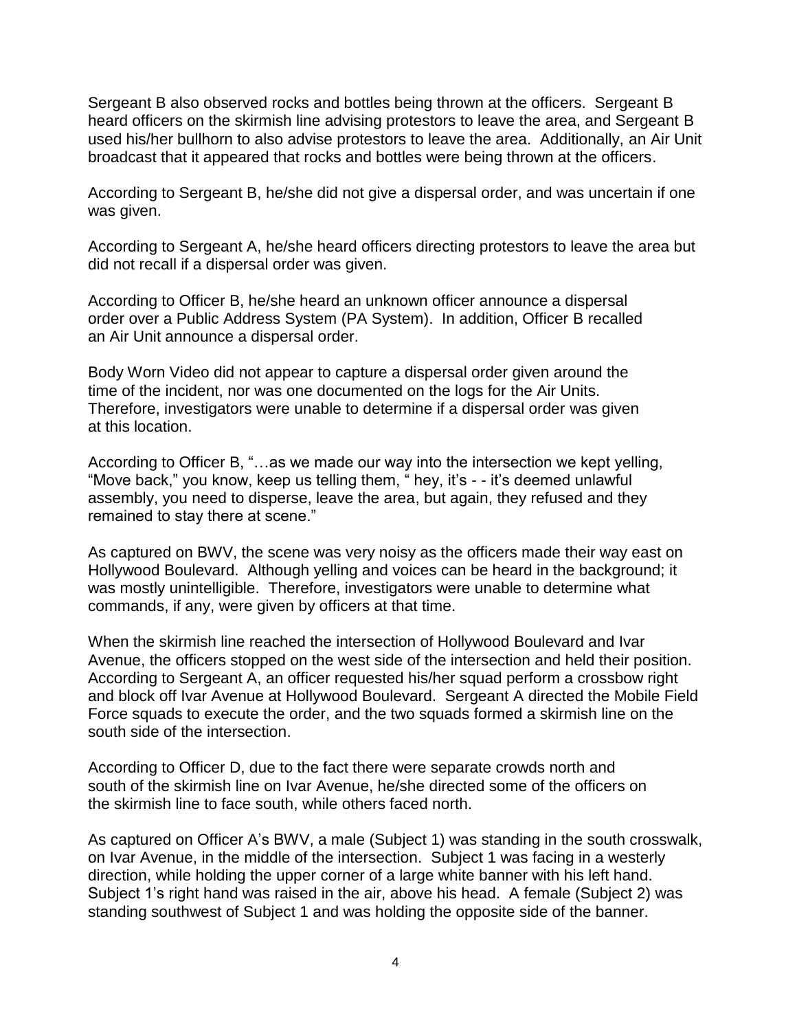Sergeant B also observed rocks and bottles being thrown at the officers. Sergeant B heard officers on the skirmish line advising protestors to leave the area, and Sergeant B used his/her bullhorn to also advise protestors to leave the area. Additionally, an Air Unit broadcast that it appeared that rocks and bottles were being thrown at the officers.

According to Sergeant B, he/she did not give a dispersal order, and was uncertain if one was given.

According to Sergeant A, he/she heard officers directing protestors to leave the area but did not recall if a dispersal order was given.

According to Officer B, he/she heard an unknown officer announce a dispersal order over a Public Address System (PA System). In addition, Officer B recalled an Air Unit announce a dispersal order.

Body Worn Video did not appear to capture a dispersal order given around the time of the incident, nor was one documented on the logs for the Air Units. Therefore, investigators were unable to determine if a dispersal order was given at this location.

According to Officer B, "…as we made our way into the intersection we kept yelling, "Move back," you know, keep us telling them, " hey, it's - - it's deemed unlawful assembly, you need to disperse, leave the area, but again, they refused and they remained to stay there at scene."

As captured on BWV, the scene was very noisy as the officers made their way east on Hollywood Boulevard. Although yelling and voices can be heard in the background; it was mostly unintelligible. Therefore, investigators were unable to determine what commands, if any, were given by officers at that time.

When the skirmish line reached the intersection of Hollywood Boulevard and Ivar Avenue, the officers stopped on the west side of the intersection and held their position. According to Sergeant A, an officer requested his/her squad perform a crossbow right and block off Ivar Avenue at Hollywood Boulevard. Sergeant A directed the Mobile Field Force squads to execute the order, and the two squads formed a skirmish line on the south side of the intersection.

According to Officer D, due to the fact there were separate crowds north and south of the skirmish line on Ivar Avenue, he/she directed some of the officers on the skirmish line to face south, while others faced north.

As captured on Officer A's BWV, a male (Subject 1) was standing in the south crosswalk, on Ivar Avenue, in the middle of the intersection. Subject 1 was facing in a westerly direction, while holding the upper corner of a large white banner with his left hand. Subject 1's right hand was raised in the air, above his head. A female (Subject 2) was standing southwest of Subject 1 and was holding the opposite side of the banner.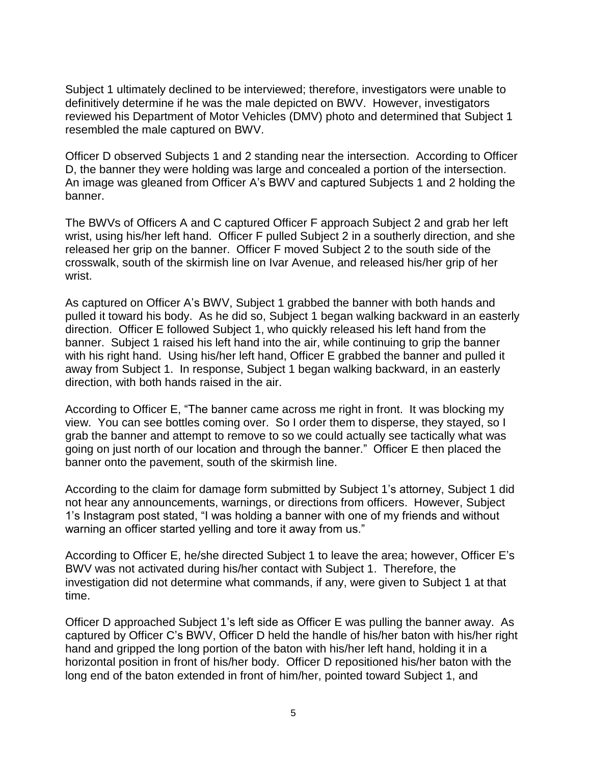Subject 1 ultimately declined to be interviewed; therefore, investigators were unable to definitively determine if he was the male depicted on BWV. However, investigators reviewed his Department of Motor Vehicles (DMV) photo and determined that Subject 1 resembled the male captured on BWV.

Officer D observed Subjects 1 and 2 standing near the intersection. According to Officer D, the banner they were holding was large and concealed a portion of the intersection. An image was gleaned from Officer A's BWV and captured Subjects 1 and 2 holding the banner.

The BWVs of Officers A and C captured Officer F approach Subject 2 and grab her left wrist, using his/her left hand. Officer F pulled Subject 2 in a southerly direction, and she released her grip on the banner. Officer F moved Subject 2 to the south side of the crosswalk, south of the skirmish line on Ivar Avenue, and released his/her grip of her wrist.

As captured on Officer A's BWV, Subject 1 grabbed the banner with both hands and pulled it toward his body. As he did so, Subject 1 began walking backward in an easterly direction. Officer E followed Subject 1, who quickly released his left hand from the banner. Subject 1 raised his left hand into the air, while continuing to grip the banner with his right hand. Using his/her left hand, Officer E grabbed the banner and pulled it away from Subject 1. In response, Subject 1 began walking backward, in an easterly direction, with both hands raised in the air.

According to Officer E, "The banner came across me right in front. It was blocking my view. You can see bottles coming over. So I order them to disperse, they stayed, so I grab the banner and attempt to remove to so we could actually see tactically what was going on just north of our location and through the banner." Officer E then placed the banner onto the pavement, south of the skirmish line.

According to the claim for damage form submitted by Subject 1's attorney, Subject 1 did not hear any announcements, warnings, or directions from officers. However, Subject 1's Instagram post stated, "I was holding a banner with one of my friends and without warning an officer started yelling and tore it away from us."

According to Officer E, he/she directed Subject 1 to leave the area; however, Officer E's BWV was not activated during his/her contact with Subject 1. Therefore, the investigation did not determine what commands, if any, were given to Subject 1 at that time.

Officer D approached Subject 1's left side as Officer E was pulling the banner away. As captured by Officer C's BWV, Officer D held the handle of his/her baton with his/her right hand and gripped the long portion of the baton with his/her left hand, holding it in a horizontal position in front of his/her body. Officer D repositioned his/her baton with the long end of the baton extended in front of him/her, pointed toward Subject 1, and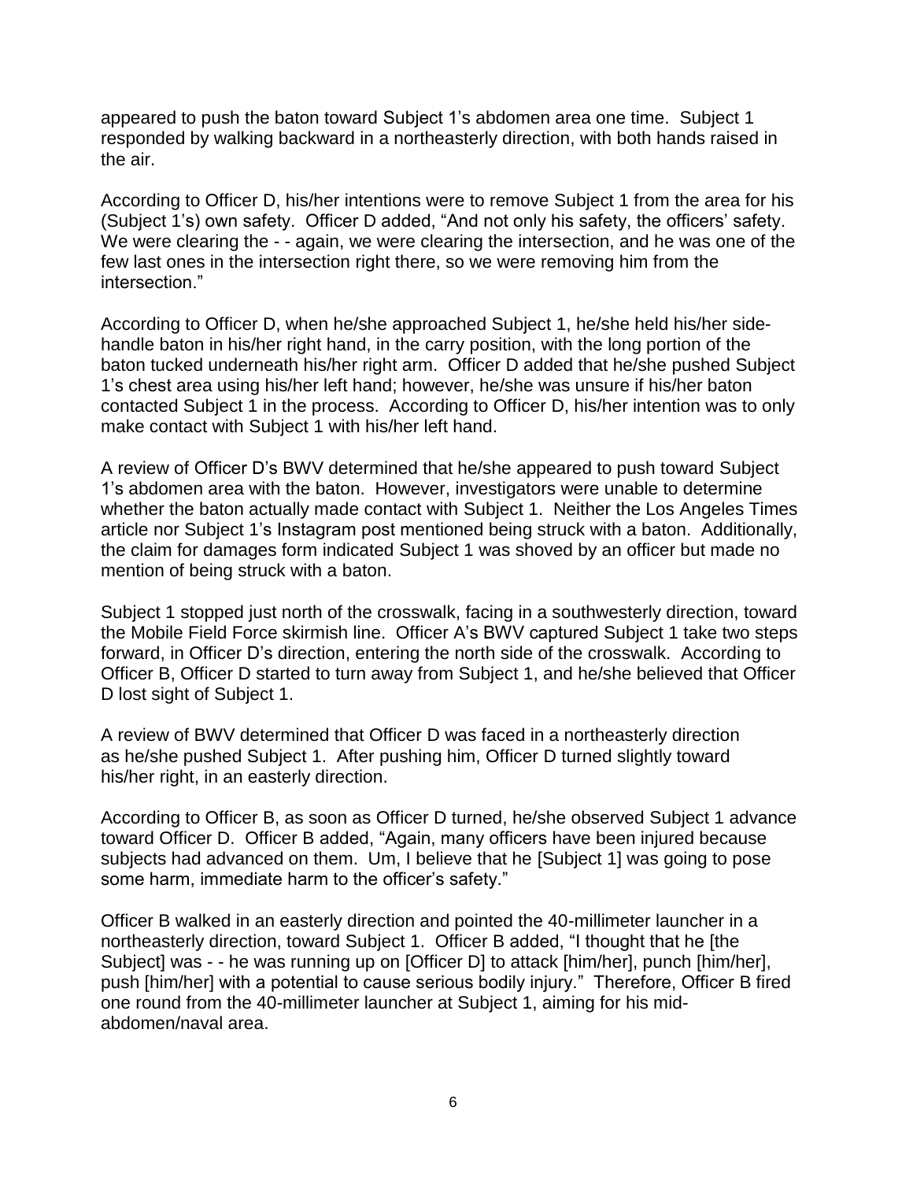appeared to push the baton toward Subject 1's abdomen area one time. Subject 1 responded by walking backward in a northeasterly direction, with both hands raised in the air.

According to Officer D, his/her intentions were to remove Subject 1 from the area for his (Subject 1's) own safety. Officer D added, "And not only his safety, the officers' safety. We were clearing the - - again, we were clearing the intersection, and he was one of the few last ones in the intersection right there, so we were removing him from the intersection."

According to Officer D, when he/she approached Subject 1, he/she held his/her side-handle baton in his/her right hand, in the carry position, with the long portion of the baton tucked underneath his/her right arm. Officer D added that he/she pushed Subject 1's chest area using his/her left hand; however, he/she was unsure if his/her baton contacted Subject 1 in the process. According to Officer D, his/her intention was to only make contact with Subject 1 with his/her left hand.

A review of Officer D's BWV determined that he/she appeared to push toward Subject 1's abdomen area with the baton. However, investigators were unable to determine whether the baton actually made contact with Subject 1. Neither the Los Angeles Times article nor Subject 1's Instagram post mentioned being struck with a baton. Additionally, the claim for damages form indicated Subject 1 was shoved by an officer but made no mention of being struck with a baton.

Subject 1 stopped just north of the crosswalk, facing in a southwesterly direction, toward the Mobile Field Force skirmish line. Officer A's BWV captured Subject 1 take two steps forward, in Officer D's direction, entering the north side of the crosswalk. According to Officer B, Officer D started to turn away from Subject 1, and he/she believed that Officer D lost sight of Subject 1.

A review of BWV determined that Officer D was faced in a northeasterly direction as he/she pushed Subject 1. After pushing him, Officer D turned slightly toward his/her right, in an easterly direction.

According to Officer B, as soon as Officer D turned, he/she observed Subject 1 advance toward Officer D. Officer B added, "Again, many officers have been injured because subjects had advanced on them. Um, I believe that he [Subject 1] was going to pose some harm, immediate harm to the officer's safety."

Officer B walked in an easterly direction and pointed the 40-millimeter launcher in a northeasterly direction, toward Subject 1. Officer B added, "I thought that he [the Subject] was - - he was running up on [Officer D] to attack [him/her], punch [him/her], push [him/her] with a potential to cause serious bodily injury." Therefore, Officer B fired one round from the 40-millimeter launcher at Subject 1, aiming for his mid-abdomen/naval area.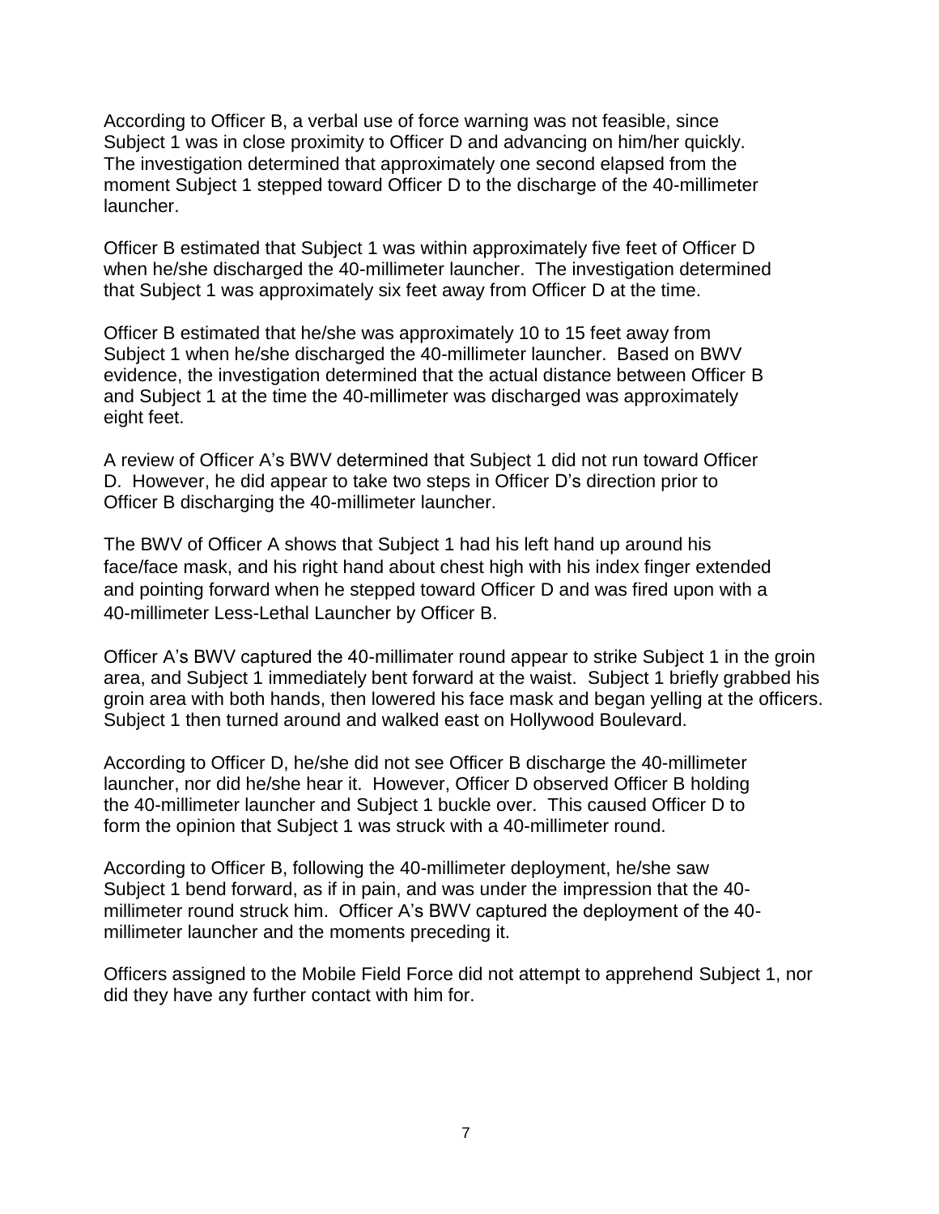According to Officer B, a verbal use of force warning was not feasible, since Subject 1 was in close proximity to Officer D and advancing on him/her quickly. The investigation determined that approximately one second elapsed from the moment Subject 1 stepped toward Officer D to the discharge of the 40-millimeter launcher.

Officer B estimated that Subject 1 was within approximately five feet of Officer D when he/she discharged the 40-millimeter launcher. The investigation determined that Subject 1 was approximately six feet away from Officer D at the time.

Officer B estimated that he/she was approximately 10 to 15 feet away from Subject 1 when he/she discharged the 40-millimeter launcher. Based on BWV evidence, the investigation determined that the actual distance between Officer B and Subject 1 at the time the 40-millimeter was discharged was approximately eight feet.

A review of Officer A's BWV determined that Subject 1 did not run toward Officer D. However, he did appear to take two steps in Officer D's direction prior to Officer B discharging the 40-millimeter launcher.

The BWV of Officer A shows that Subject 1 had his left hand up around his face/face mask, and his right hand about chest high with his index finger extended and pointing forward when he stepped toward Officer D and was fired upon with a 40-millimeter Less-Lethal Launcher by Officer B.

Officer A's BWV captured the 40-millimater round appear to strike Subject 1 in the groin area, and Subject 1 immediately bent forward at the waist. Subject 1 briefly grabbed his groin area with both hands, then lowered his face mask and began yelling at the officers. Subject 1 then turned around and walked east on Hollywood Boulevard.

According to Officer D, he/she did not see Officer B discharge the 40-millimeter launcher, nor did he/she hear it. However, Officer D observed Officer B holding the 40-millimeter launcher and Subject 1 buckle over. This caused Officer D to form the opinion that Subject 1 was struck with a 40-millimeter round.

According to Officer B, following the 40-millimeter deployment, he/she saw Subject 1 bend forward, as if in pain, and was under the impression that the 40-millimeter round struck him. Officer A's BWV captured the deployment of the 40-millimeter launcher and the moments preceding it.

Officers assigned to the Mobile Field Force did not attempt to apprehend Subject 1, nor did they have any further contact with him for.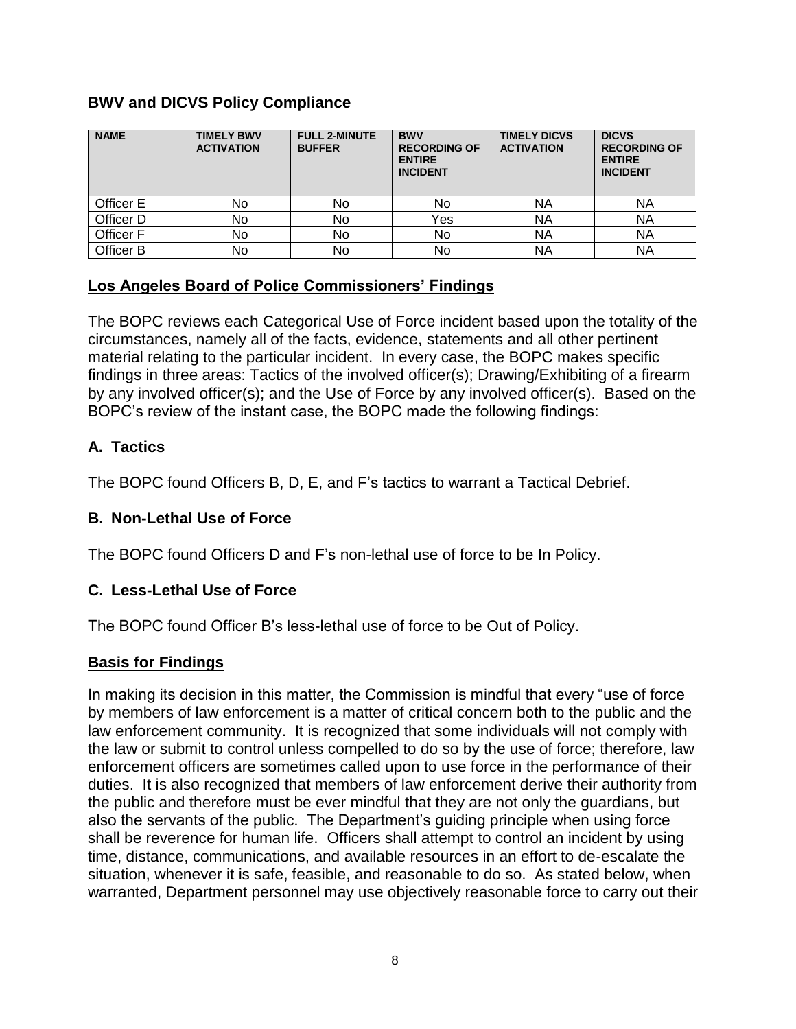### BWV and DICVS Policy Compliance

| NAME | TIMELY BWV ACTIVATION | FULL 2-MINUTE BUFFER | BWV RECORDING OF ENTIRE INCIDENT | TIMELY DICVS ACTIVATION | DICVS RECORDING OF ENTIRE INCIDENT |
|---|---|---|---|---|---|
| Officer E | No | No | No | NA | NA |
| Officer D | No | No | Yes | NA | NA |
| Officer F | No | No | No | NA | NA |
| Officer B | No | No | No | NA | NA |

## Los Angeles Board of Police Commissioners' Findings

The BOPC reviews each Categorical Use of Force incident based upon the totality of the circumstances, namely all of the facts, evidence, statements and all other pertinent material relating to the particular incident. In every case, the BOPC makes specific findings in three areas: Tactics of the involved officer(s); Drawing/Exhibiting of a firearm by any involved officer(s); and the Use of Force by any involved officer(s). Based on the BOPC's review of the instant case, the BOPC made the following findings:

### A. Tactics

The BOPC found Officers B, D, E, and F's tactics to warrant a Tactical Debrief.

### B. Non-Lethal Use of Force

The BOPC found Officers D and F's non-lethal use of force to be In Policy.

### C. Less-Lethal Use of Force

The BOPC found Officer B's less-lethal use of force to be Out of Policy.

## Basis for Findings

In making its decision in this matter, the Commission is mindful that every "use of force by members of law enforcement is a matter of critical concern both to the public and the law enforcement community. It is recognized that some individuals will not comply with the law or submit to control unless compelled to do so by the use of force; therefore, law enforcement officers are sometimes called upon to use force in the performance of their duties. It is also recognized that members of law enforcement derive their authority from the public and therefore must be ever mindful that they are not only the guardians, but also the servants of the public. The Department's guiding principle when using force shall be reverence for human life. Officers shall attempt to control an incident by using time, distance, communications, and available resources in an effort to de-escalate the situation, whenever it is safe, feasible, and reasonable to do so. As stated below, when warranted, Department personnel may use objectively reasonable force to carry out their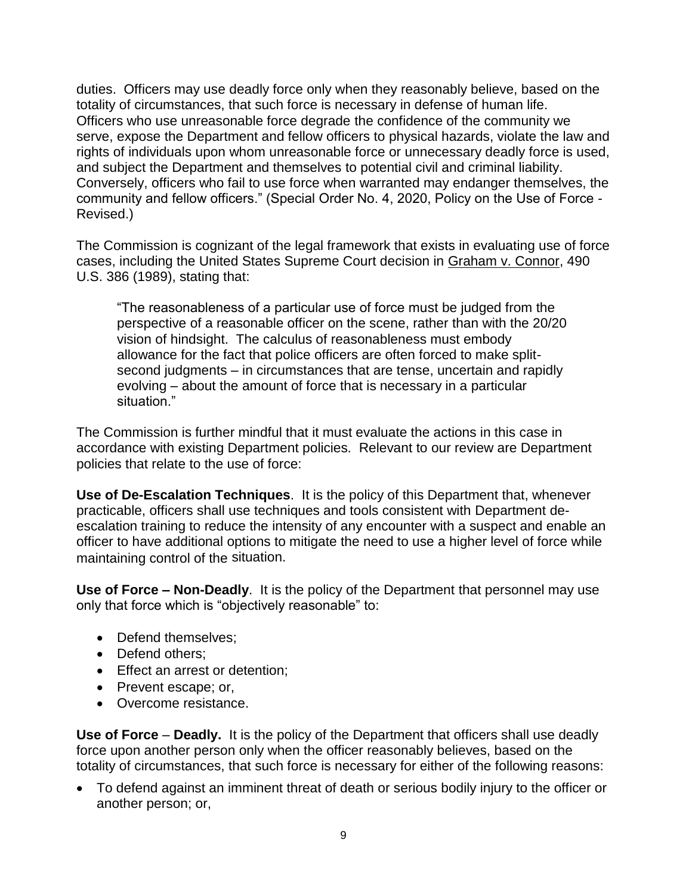duties. Officers may use deadly force only when they reasonably believe, based on the totality of circumstances, that such force is necessary in defense of human life. Officers who use unreasonable force degrade the confidence of the community we serve, expose the Department and fellow officers to physical hazards, violate the law and rights of individuals upon whom unreasonable force or unnecessary deadly force is used, and subject the Department and themselves to potential civil and criminal liability. Conversely, officers who fail to use force when warranted may endanger themselves, the community and fellow officers." (Special Order No. 4, 2020, Policy on the Use of Force - Revised.)

The Commission is cognizant of the legal framework that exists in evaluating use of force cases, including the United States Supreme Court decision in Graham v. Connor, 490 U.S. 386 (1989), stating that:

> "The reasonableness of a particular use of force must be judged from the perspective of a reasonable officer on the scene, rather than with the 20/20 vision of hindsight. The calculus of reasonableness must embody allowance for the fact that police officers are often forced to make split-second judgments – in circumstances that are tense, uncertain and rapidly evolving – about the amount of force that is necessary in a particular situation."

The Commission is further mindful that it must evaluate the actions in this case in accordance with existing Department policies. Relevant to our review are Department policies that relate to the use of force:

**Use of De-Escalation Techniques**. It is the policy of this Department that, whenever practicable, officers shall use techniques and tools consistent with Department de-escalation training to reduce the intensity of any encounter with a suspect and enable an officer to have additional options to mitigate the need to use a higher level of force while maintaining control of the situation.

**Use of Force – Non-Deadly**. It is the policy of the Department that personnel may use only that force which is "objectively reasonable" to:

- Defend themselves;
- Defend others;
- Effect an arrest or detention;
- Prevent escape; or,
- Overcome resistance.

**Use of Force** – **Deadly.** It is the policy of the Department that officers shall use deadly force upon another person only when the officer reasonably believes, based on the totality of circumstances, that such force is necessary for either of the following reasons:

- To defend against an imminent threat of death or serious bodily injury to the officer or another person; or,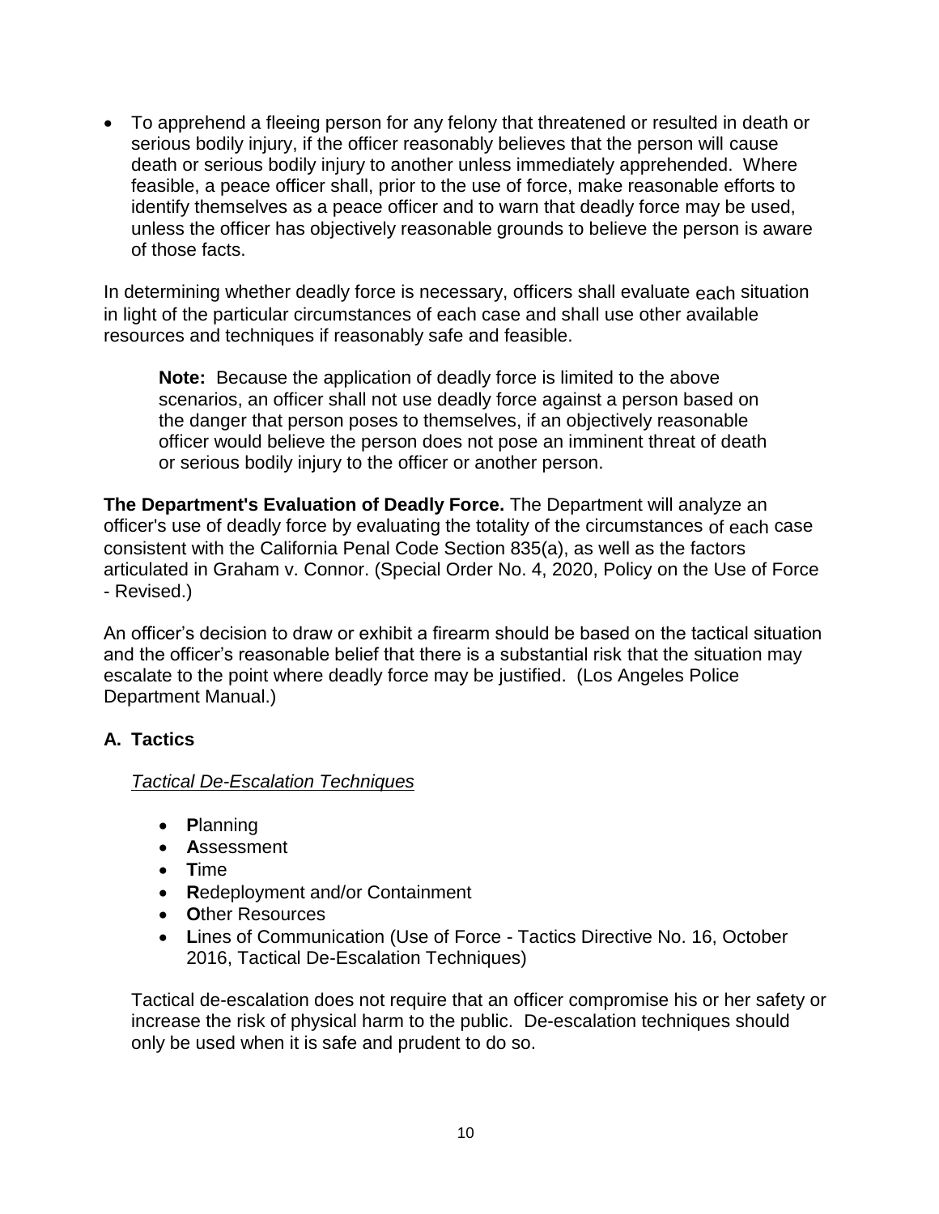- To apprehend a fleeing person for any felony that threatened or resulted in death or serious bodily injury, if the officer reasonably believes that the person will cause death or serious bodily injury to another unless immediately apprehended. Where feasible, a peace officer shall, prior to the use of force, make reasonable efforts to identify themselves as a peace officer and to warn that deadly force may be used, unless the officer has objectively reasonable grounds to believe the person is aware of those facts.

In determining whether deadly force is necessary, officers shall evaluate each situation in light of the particular circumstances of each case and shall use other available resources and techniques if reasonably safe and feasible.

> **Note:** Because the application of deadly force is limited to the above scenarios, an officer shall not use deadly force against a person based on the danger that person poses to themselves, if an objectively reasonable officer would believe the person does not pose an imminent threat of death or serious bodily injury to the officer or another person.

**The Department's Evaluation of Deadly Force.** The Department will analyze an officer's use of deadly force by evaluating the totality of the circumstances of each case consistent with the California Penal Code Section 835(a), as well as the factors articulated in Graham v. Connor. (Special Order No. 4, 2020, Policy on the Use of Force - Revised.)

An officer's decision to draw or exhibit a firearm should be based on the tactical situation and the officer's reasonable belief that there is a substantial risk that the situation may escalate to the point where deadly force may be justified. (Los Angeles Police Department Manual.)

## A. Tactics

*Tactical De-Escalation Techniques*

- **P**lanning
- **A**ssessment
- **T**ime
- **R**edeployment and/or Containment
- **O**ther Resources
- **L**ines of Communication (Use of Force - Tactics Directive No. 16, October 2016, Tactical De-Escalation Techniques)

Tactical de-escalation does not require that an officer compromise his or her safety or increase the risk of physical harm to the public. De-escalation techniques should only be used when it is safe and prudent to do so.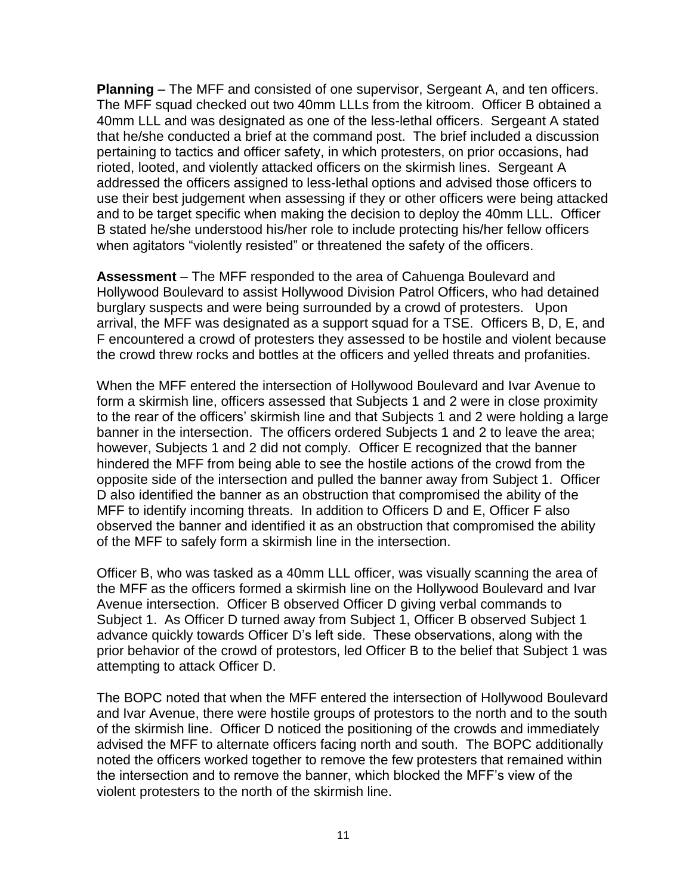**Planning** – The MFF and consisted of one supervisor, Sergeant A, and ten officers. The MFF squad checked out two 40mm LLLs from the kitroom. Officer B obtained a 40mm LLL and was designated as one of the less-lethal officers. Sergeant A stated that he/she conducted a brief at the command post. The brief included a discussion pertaining to tactics and officer safety, in which protesters, on prior occasions, had rioted, looted, and violently attacked officers on the skirmish lines. Sergeant A addressed the officers assigned to less-lethal options and advised those officers to use their best judgement when assessing if they or other officers were being attacked and to be target specific when making the decision to deploy the 40mm LLL. Officer B stated he/she understood his/her role to include protecting his/her fellow officers when agitators "violently resisted" or threatened the safety of the officers.

**Assessment** – The MFF responded to the area of Cahuenga Boulevard and Hollywood Boulevard to assist Hollywood Division Patrol Officers, who had detained burglary suspects and were being surrounded by a crowd of protesters. Upon arrival, the MFF was designated as a support squad for a TSE. Officers B, D, E, and F encountered a crowd of protesters they assessed to be hostile and violent because the crowd threw rocks and bottles at the officers and yelled threats and profanities.

When the MFF entered the intersection of Hollywood Boulevard and Ivar Avenue to form a skirmish line, officers assessed that Subjects 1 and 2 were in close proximity to the rear of the officers' skirmish line and that Subjects 1 and 2 were holding a large banner in the intersection. The officers ordered Subjects 1 and 2 to leave the area; however, Subjects 1 and 2 did not comply. Officer E recognized that the banner hindered the MFF from being able to see the hostile actions of the crowd from the opposite side of the intersection and pulled the banner away from Subject 1. Officer D also identified the banner as an obstruction that compromised the ability of the MFF to identify incoming threats. In addition to Officers D and E, Officer F also observed the banner and identified it as an obstruction that compromised the ability of the MFF to safely form a skirmish line in the intersection.

Officer B, who was tasked as a 40mm LLL officer, was visually scanning the area of the MFF as the officers formed a skirmish line on the Hollywood Boulevard and Ivar Avenue intersection. Officer B observed Officer D giving verbal commands to Subject 1. As Officer D turned away from Subject 1, Officer B observed Subject 1 advance quickly towards Officer D's left side. These observations, along with the prior behavior of the crowd of protestors, led Officer B to the belief that Subject 1 was attempting to attack Officer D.

The BOPC noted that when the MFF entered the intersection of Hollywood Boulevard and Ivar Avenue, there were hostile groups of protestors to the north and to the south of the skirmish line. Officer D noticed the positioning of the crowds and immediately advised the MFF to alternate officers facing north and south. The BOPC additionally noted the officers worked together to remove the few protesters that remained within the intersection and to remove the banner, which blocked the MFF's view of the violent protesters to the north of the skirmish line.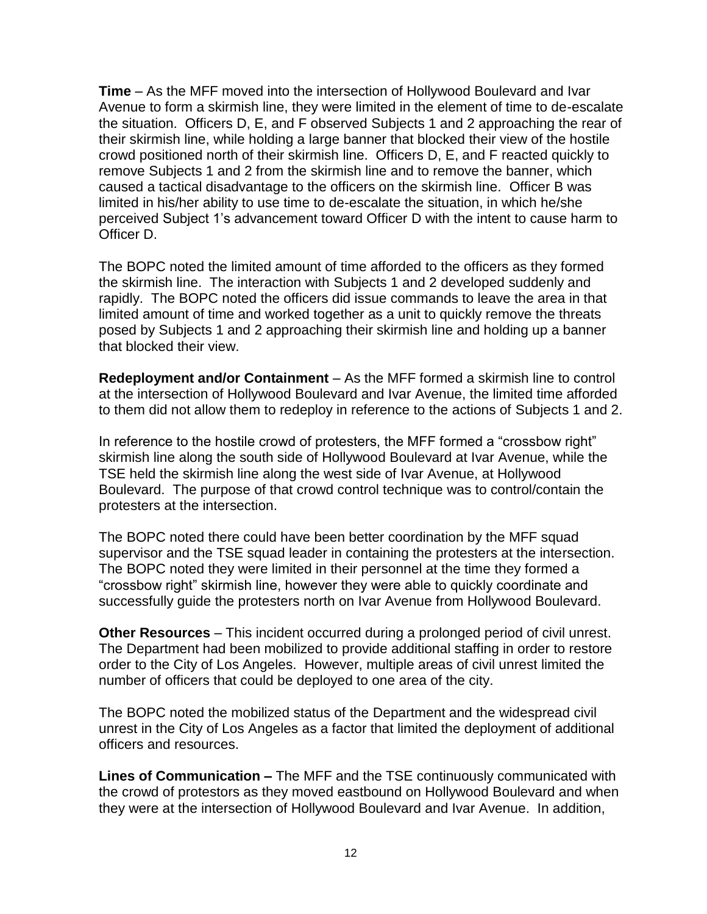**Time** – As the MFF moved into the intersection of Hollywood Boulevard and Ivar Avenue to form a skirmish line, they were limited in the element of time to de-escalate the situation. Officers D, E, and F observed Subjects 1 and 2 approaching the rear of their skirmish line, while holding a large banner that blocked their view of the hostile crowd positioned north of their skirmish line. Officers D, E, and F reacted quickly to remove Subjects 1 and 2 from the skirmish line and to remove the banner, which caused a tactical disadvantage to the officers on the skirmish line. Officer B was limited in his/her ability to use time to de-escalate the situation, in which he/she perceived Subject 1's advancement toward Officer D with the intent to cause harm to Officer D.

The BOPC noted the limited amount of time afforded to the officers as they formed the skirmish line. The interaction with Subjects 1 and 2 developed suddenly and rapidly. The BOPC noted the officers did issue commands to leave the area in that limited amount of time and worked together as a unit to quickly remove the threats posed by Subjects 1 and 2 approaching their skirmish line and holding up a banner that blocked their view.

**Redeployment and/or Containment** – As the MFF formed a skirmish line to control at the intersection of Hollywood Boulevard and Ivar Avenue, the limited time afforded to them did not allow them to redeploy in reference to the actions of Subjects 1 and 2.

In reference to the hostile crowd of protesters, the MFF formed a "crossbow right" skirmish line along the south side of Hollywood Boulevard at Ivar Avenue, while the TSE held the skirmish line along the west side of Ivar Avenue, at Hollywood Boulevard. The purpose of that crowd control technique was to control/contain the protesters at the intersection.

The BOPC noted there could have been better coordination by the MFF squad supervisor and the TSE squad leader in containing the protesters at the intersection. The BOPC noted they were limited in their personnel at the time they formed a "crossbow right" skirmish line, however they were able to quickly coordinate and successfully guide the protesters north on Ivar Avenue from Hollywood Boulevard.

**Other Resources** – This incident occurred during a prolonged period of civil unrest. The Department had been mobilized to provide additional staffing in order to restore order to the City of Los Angeles. However, multiple areas of civil unrest limited the number of officers that could be deployed to one area of the city.

The BOPC noted the mobilized status of the Department and the widespread civil unrest in the City of Los Angeles as a factor that limited the deployment of additional officers and resources.

**Lines of Communication –** The MFF and the TSE continuously communicated with the crowd of protestors as they moved eastbound on Hollywood Boulevard and when they were at the intersection of Hollywood Boulevard and Ivar Avenue. In addition,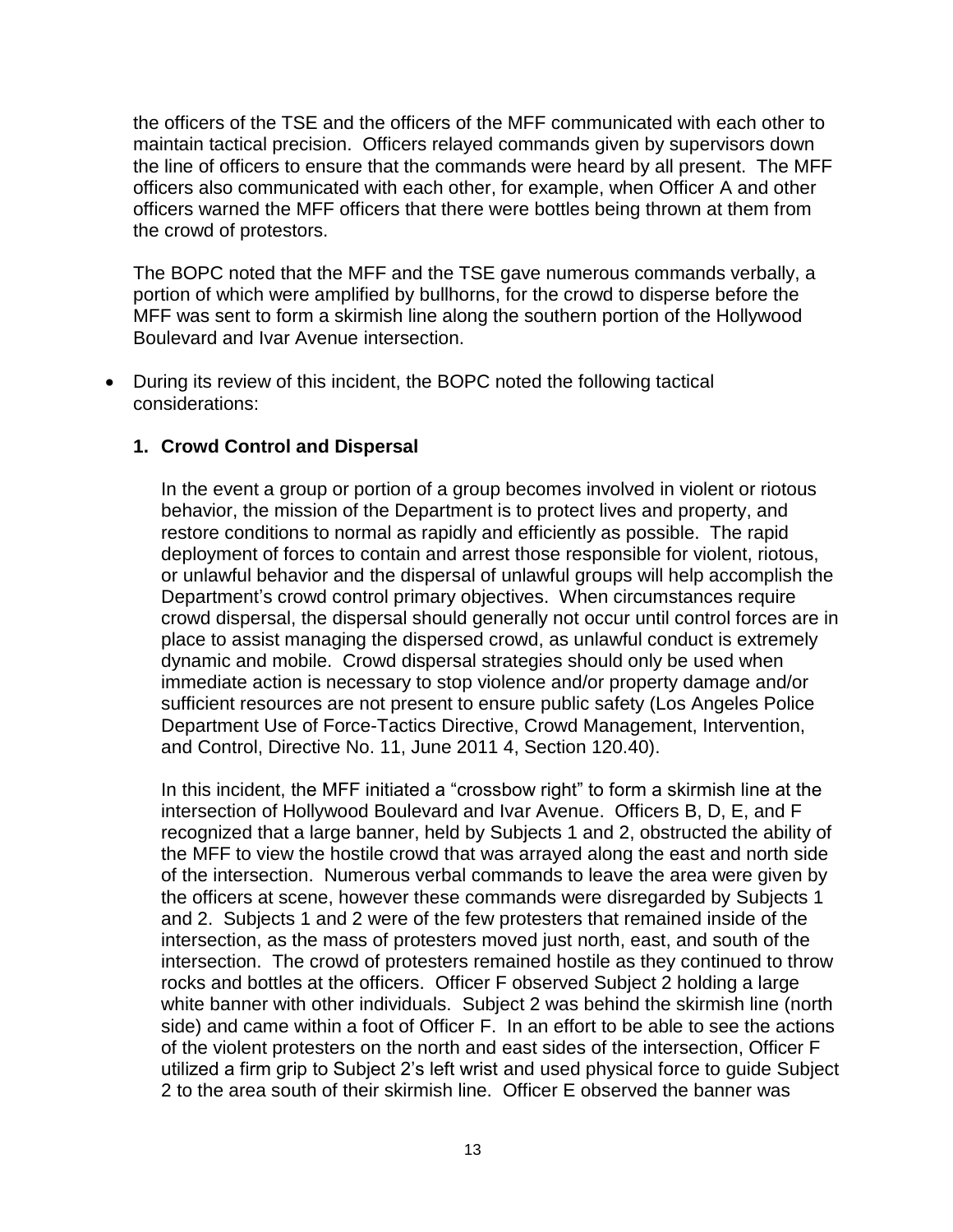the officers of the TSE and the officers of the MFF communicated with each other to maintain tactical precision. Officers relayed commands given by supervisors down the line of officers to ensure that the commands were heard by all present. The MFF officers also communicated with each other, for example, when Officer A and other officers warned the MFF officers that there were bottles being thrown at them from the crowd of protestors.

The BOPC noted that the MFF and the TSE gave numerous commands verbally, a portion of which were amplified by bullhorns, for the crowd to disperse before the MFF was sent to form a skirmish line along the southern portion of the Hollywood Boulevard and Ivar Avenue intersection.

- During its review of this incident, the BOPC noted the following tactical considerations:

**1. Crowd Control and Dispersal**

In the event a group or portion of a group becomes involved in violent or riotous behavior, the mission of the Department is to protect lives and property, and restore conditions to normal as rapidly and efficiently as possible. The rapid deployment of forces to contain and arrest those responsible for violent, riotous, or unlawful behavior and the dispersal of unlawful groups will help accomplish the Department's crowd control primary objectives. When circumstances require crowd dispersal, the dispersal should generally not occur until control forces are in place to assist managing the dispersed crowd, as unlawful conduct is extremely dynamic and mobile. Crowd dispersal strategies should only be used when immediate action is necessary to stop violence and/or property damage and/or sufficient resources are not present to ensure public safety (Los Angeles Police Department Use of Force-Tactics Directive, Crowd Management, Intervention, and Control, Directive No. 11, June 2011 4, Section 120.40).

In this incident, the MFF initiated a "crossbow right" to form a skirmish line at the intersection of Hollywood Boulevard and Ivar Avenue. Officers B, D, E, and F recognized that a large banner, held by Subjects 1 and 2, obstructed the ability of the MFF to view the hostile crowd that was arrayed along the east and north side of the intersection. Numerous verbal commands to leave the area were given by the officers at scene, however these commands were disregarded by Subjects 1 and 2. Subjects 1 and 2 were of the few protesters that remained inside of the intersection, as the mass of protesters moved just north, east, and south of the intersection. The crowd of protesters remained hostile as they continued to throw rocks and bottles at the officers. Officer F observed Subject 2 holding a large white banner with other individuals. Subject 2 was behind the skirmish line (north side) and came within a foot of Officer F. In an effort to be able to see the actions of the violent protesters on the north and east sides of the intersection, Officer F utilized a firm grip to Subject 2's left wrist and used physical force to guide Subject 2 to the area south of their skirmish line. Officer E observed the banner was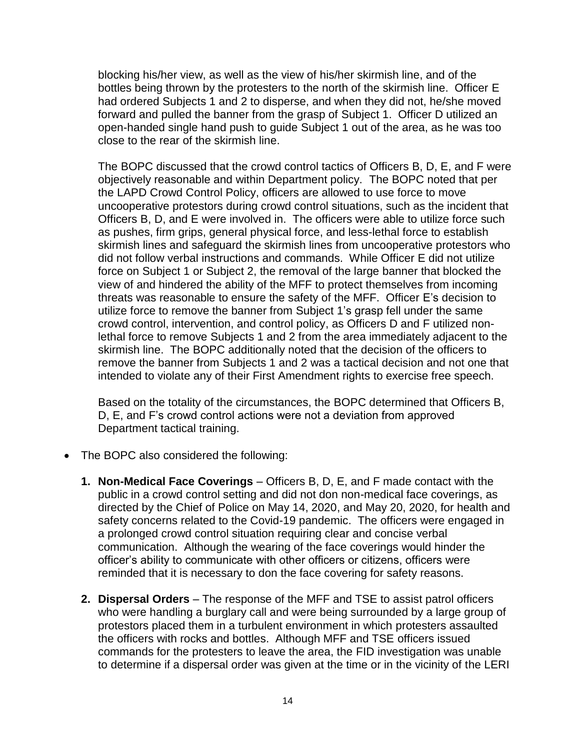blocking his/her view, as well as the view of his/her skirmish line, and of the bottles being thrown by the protesters to the north of the skirmish line. Officer E had ordered Subjects 1 and 2 to disperse, and when they did not, he/she moved forward and pulled the banner from the grasp of Subject 1. Officer D utilized an open-handed single hand push to guide Subject 1 out of the area, as he was too close to the rear of the skirmish line.

The BOPC discussed that the crowd control tactics of Officers B, D, E, and F were objectively reasonable and within Department policy. The BOPC noted that per the LAPD Crowd Control Policy, officers are allowed to use force to move uncooperative protestors during crowd control situations, such as the incident that Officers B, D, and E were involved in. The officers were able to utilize force such as pushes, firm grips, general physical force, and less-lethal force to establish skirmish lines and safeguard the skirmish lines from uncooperative protestors who did not follow verbal instructions and commands. While Officer E did not utilize force on Subject 1 or Subject 2, the removal of the large banner that blocked the view of and hindered the ability of the MFF to protect themselves from incoming threats was reasonable to ensure the safety of the MFF. Officer E's decision to utilize force to remove the banner from Subject 1's grasp fell under the same crowd control, intervention, and control policy, as Officers D and F utilized non-lethal force to remove Subjects 1 and 2 from the area immediately adjacent to the skirmish line. The BOPC additionally noted that the decision of the officers to remove the banner from Subjects 1 and 2 was a tactical decision and not one that intended to violate any of their First Amendment rights to exercise free speech.

Based on the totality of the circumstances, the BOPC determined that Officers B, D, E, and F's crowd control actions were not a deviation from approved Department tactical training.

- The BOPC also considered the following:

  1. **Non-Medical Face Coverings** – Officers B, D, E, and F made contact with the public in a crowd control setting and did not don non-medical face coverings, as directed by the Chief of Police on May 14, 2020, and May 20, 2020, for health and safety concerns related to the Covid-19 pandemic. The officers were engaged in a prolonged crowd control situation requiring clear and concise verbal communication. Although the wearing of the face coverings would hinder the officer's ability to communicate with other officers or citizens, officers were reminded that it is necessary to don the face covering for safety reasons.

  2. **Dispersal Orders** – The response of the MFF and TSE to assist patrol officers who were handling a burglary call and were being surrounded by a large group of protestors placed them in a turbulent environment in which protesters assaulted the officers with rocks and bottles. Although MFF and TSE officers issued commands for the protesters to leave the area, the FID investigation was unable to determine if a dispersal order was given at the time or in the vicinity of the LERI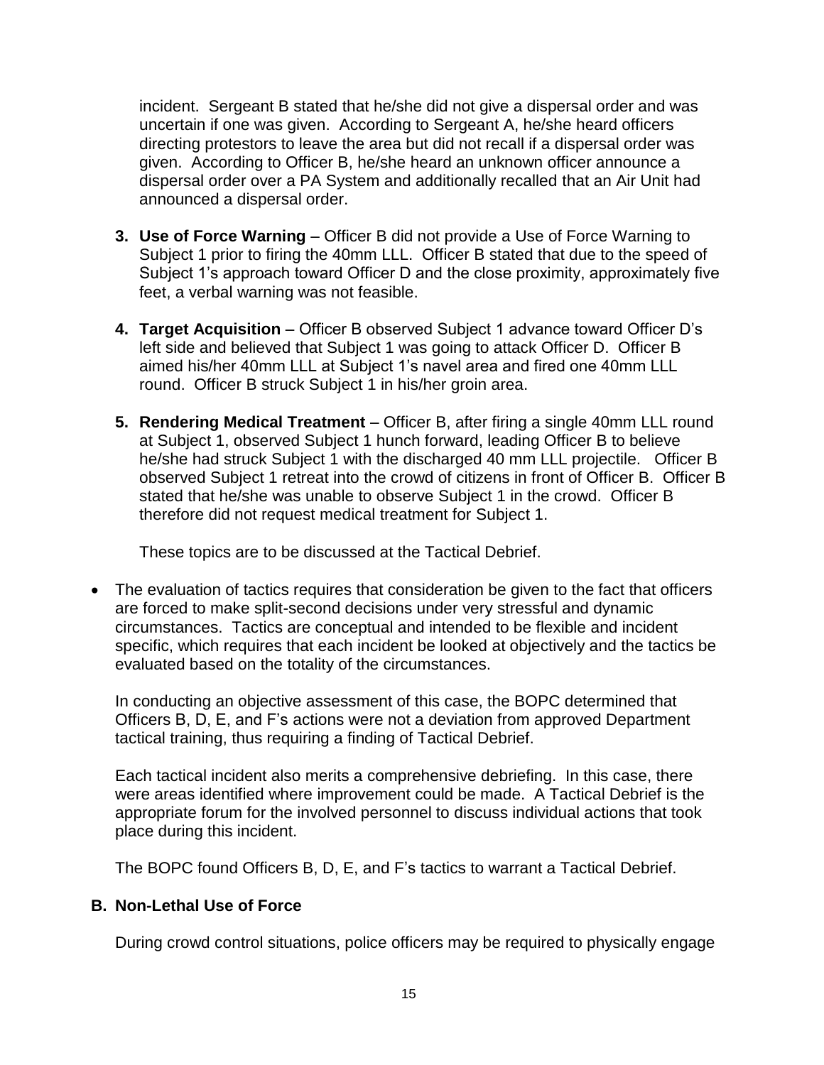incident. Sergeant B stated that he/she did not give a dispersal order and was uncertain if one was given. According to Sergeant A, he/she heard officers directing protestors to leave the area but did not recall if a dispersal order was given. According to Officer B, he/she heard an unknown officer announce a dispersal order over a PA System and additionally recalled that an Air Unit had announced a dispersal order.

3. **Use of Force Warning** – Officer B did not provide a Use of Force Warning to Subject 1 prior to firing the 40mm LLL. Officer B stated that due to the speed of Subject 1's approach toward Officer D and the close proximity, approximately five feet, a verbal warning was not feasible.

4. **Target Acquisition** – Officer B observed Subject 1 advance toward Officer D's left side and believed that Subject 1 was going to attack Officer D. Officer B aimed his/her 40mm LLL at Subject 1's navel area and fired one 40mm LLL round. Officer B struck Subject 1 in his/her groin area.

5. **Rendering Medical Treatment** – Officer B, after firing a single 40mm LLL round at Subject 1, observed Subject 1 hunch forward, leading Officer B to believe he/she had struck Subject 1 with the discharged 40 mm LLL projectile. Officer B observed Subject 1 retreat into the crowd of citizens in front of Officer B. Officer B stated that he/she was unable to observe Subject 1 in the crowd. Officer B therefore did not request medical treatment for Subject 1.

   These topics are to be discussed at the Tactical Debrief.

- The evaluation of tactics requires that consideration be given to the fact that officers are forced to make split-second decisions under very stressful and dynamic circumstances. Tactics are conceptual and intended to be flexible and incident specific, which requires that each incident be looked at objectively and the tactics be evaluated based on the totality of the circumstances.

  In conducting an objective assessment of this case, the BOPC determined that Officers B, D, E, and F's actions were not a deviation from approved Department tactical training, thus requiring a finding of Tactical Debrief.

  Each tactical incident also merits a comprehensive debriefing. In this case, there were areas identified where improvement could be made. A Tactical Debrief is the appropriate forum for the involved personnel to discuss individual actions that took place during this incident.

  The BOPC found Officers B, D, E, and F's tactics to warrant a Tactical Debrief.

## B. Non-Lethal Use of Force

During crowd control situations, police officers may be required to physically engage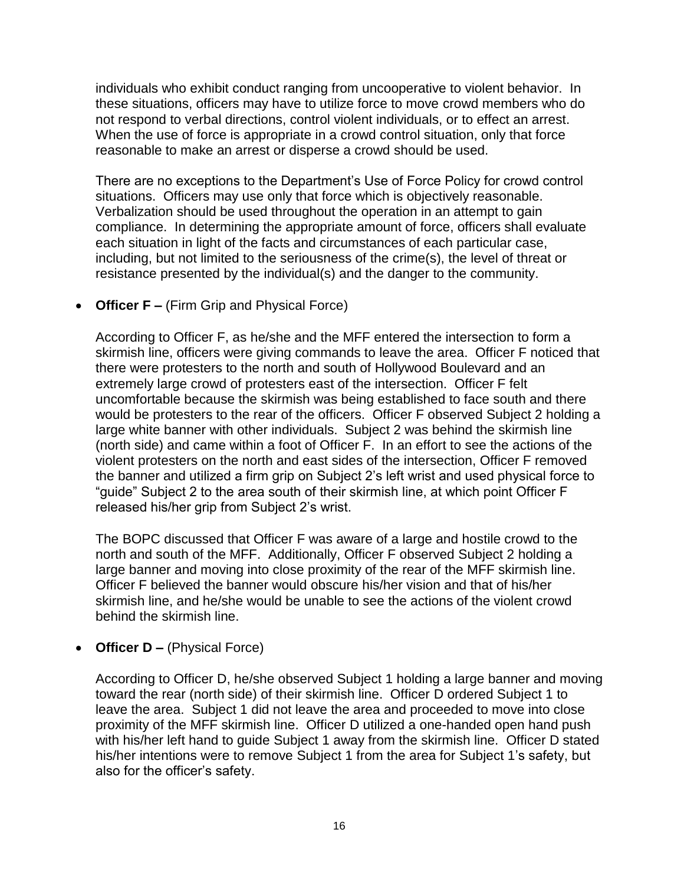individuals who exhibit conduct ranging from uncooperative to violent behavior. In these situations, officers may have to utilize force to move crowd members who do not respond to verbal directions, control violent individuals, or to effect an arrest. When the use of force is appropriate in a crowd control situation, only that force reasonable to make an arrest or disperse a crowd should be used.

There are no exceptions to the Department's Use of Force Policy for crowd control situations. Officers may use only that force which is objectively reasonable. Verbalization should be used throughout the operation in an attempt to gain compliance. In determining the appropriate amount of force, officers shall evaluate each situation in light of the facts and circumstances of each particular case, including, but not limited to the seriousness of the crime(s), the level of threat or resistance presented by the individual(s) and the danger to the community.

- **Officer F –** (Firm Grip and Physical Force)

  According to Officer F, as he/she and the MFF entered the intersection to form a skirmish line, officers were giving commands to leave the area. Officer F noticed that there were protesters to the north and south of Hollywood Boulevard and an extremely large crowd of protesters east of the intersection. Officer F felt uncomfortable because the skirmish was being established to face south and there would be protesters to the rear of the officers. Officer F observed Subject 2 holding a large white banner with other individuals. Subject 2 was behind the skirmish line (north side) and came within a foot of Officer F. In an effort to see the actions of the violent protesters on the north and east sides of the intersection, Officer F removed the banner and utilized a firm grip on Subject 2's left wrist and used physical force to "guide" Subject 2 to the area south of their skirmish line, at which point Officer F released his/her grip from Subject 2's wrist.

  The BOPC discussed that Officer F was aware of a large and hostile crowd to the north and south of the MFF. Additionally, Officer F observed Subject 2 holding a large banner and moving into close proximity of the rear of the MFF skirmish line. Officer F believed the banner would obscure his/her vision and that of his/her skirmish line, and he/she would be unable to see the actions of the violent crowd behind the skirmish line.

- **Officer D –** (Physical Force)

  According to Officer D, he/she observed Subject 1 holding a large banner and moving toward the rear (north side) of their skirmish line. Officer D ordered Subject 1 to leave the area. Subject 1 did not leave the area and proceeded to move into close proximity of the MFF skirmish line. Officer D utilized a one-handed open hand push with his/her left hand to guide Subject 1 away from the skirmish line. Officer D stated his/her intentions were to remove Subject 1 from the area for Subject 1's safety, but also for the officer's safety.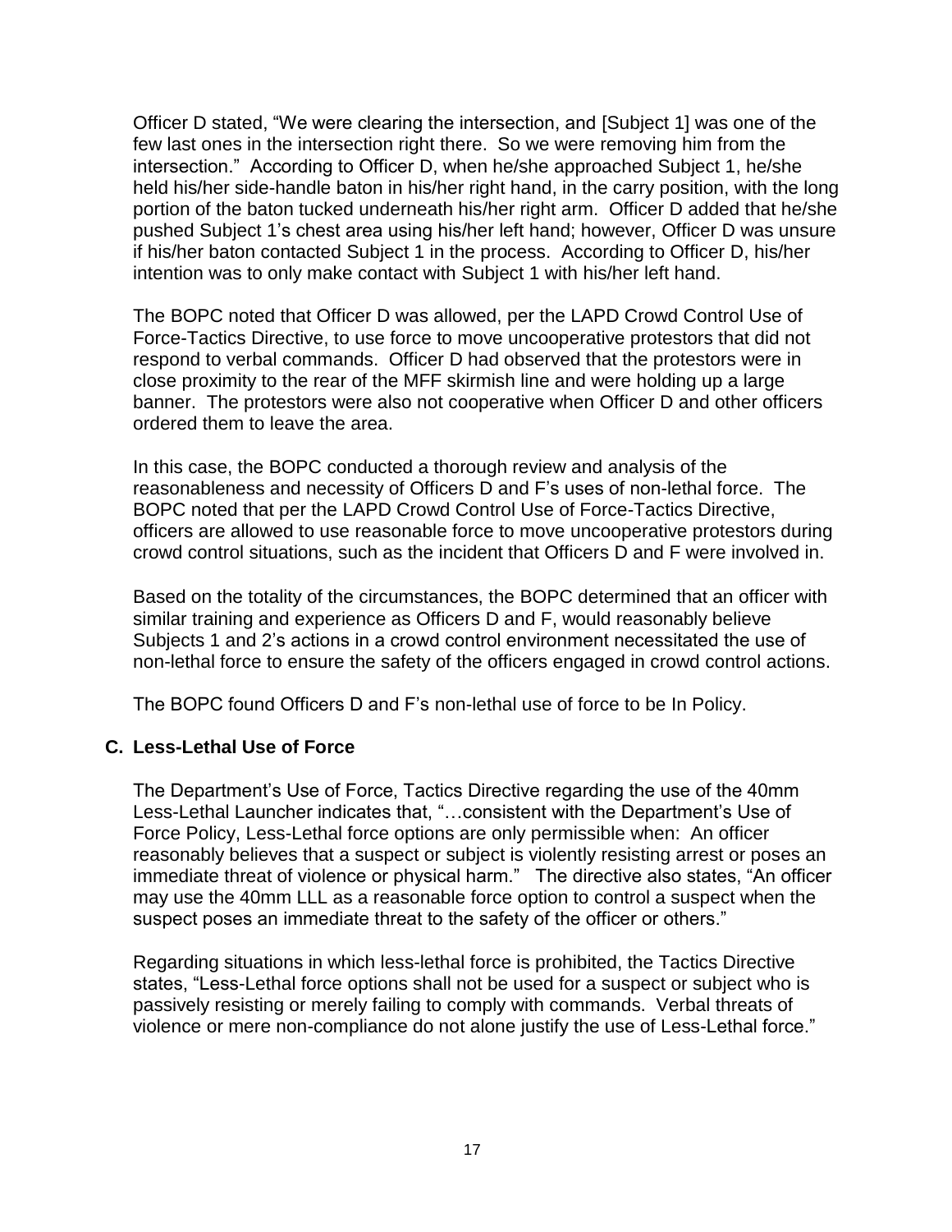Officer D stated, “We were clearing the intersection, and [Subject 1] was one of the few last ones in the intersection right there. So we were removing him from the intersection.” According to Officer D, when he/she approached Subject 1, he/she held his/her side-handle baton in his/her right hand, in the carry position, with the long portion of the baton tucked underneath his/her right arm. Officer D added that he/she pushed Subject 1’s chest area using his/her left hand; however, Officer D was unsure if his/her baton contacted Subject 1 in the process. According to Officer D, his/her intention was to only make contact with Subject 1 with his/her left hand.

The BOPC noted that Officer D was allowed, per the LAPD Crowd Control Use of Force-Tactics Directive, to use force to move uncooperative protestors that did not respond to verbal commands. Officer D had observed that the protestors were in close proximity to the rear of the MFF skirmish line and were holding up a large banner. The protestors were also not cooperative when Officer D and other officers ordered them to leave the area.

In this case, the BOPC conducted a thorough review and analysis of the reasonableness and necessity of Officers D and F’s uses of non-lethal force. The BOPC noted that per the LAPD Crowd Control Use of Force-Tactics Directive, officers are allowed to use reasonable force to move uncooperative protestors during crowd control situations, such as the incident that Officers D and F were involved in.

Based on the totality of the circumstances, the BOPC determined that an officer with similar training and experience as Officers D and F, would reasonably believe Subjects 1 and 2’s actions in a crowd control environment necessitated the use of non-lethal force to ensure the safety of the officers engaged in crowd control actions.

The BOPC found Officers D and F’s non-lethal use of force to be In Policy.

## C. Less-Lethal Use of Force

The Department’s Use of Force, Tactics Directive regarding the use of the 40mm Less-Lethal Launcher indicates that, “…consistent with the Department’s Use of Force Policy, Less-Lethal force options are only permissible when: An officer reasonably believes that a suspect or subject is violently resisting arrest or poses an immediate threat of violence or physical harm.” The directive also states, “An officer may use the 40mm LLL as a reasonable force option to control a suspect when the suspect poses an immediate threat to the safety of the officer or others.”

Regarding situations in which less-lethal force is prohibited, the Tactics Directive states, “Less-Lethal force options shall not be used for a suspect or subject who is passively resisting or merely failing to comply with commands. Verbal threats of violence or mere non-compliance do not alone justify the use of Less-Lethal force.”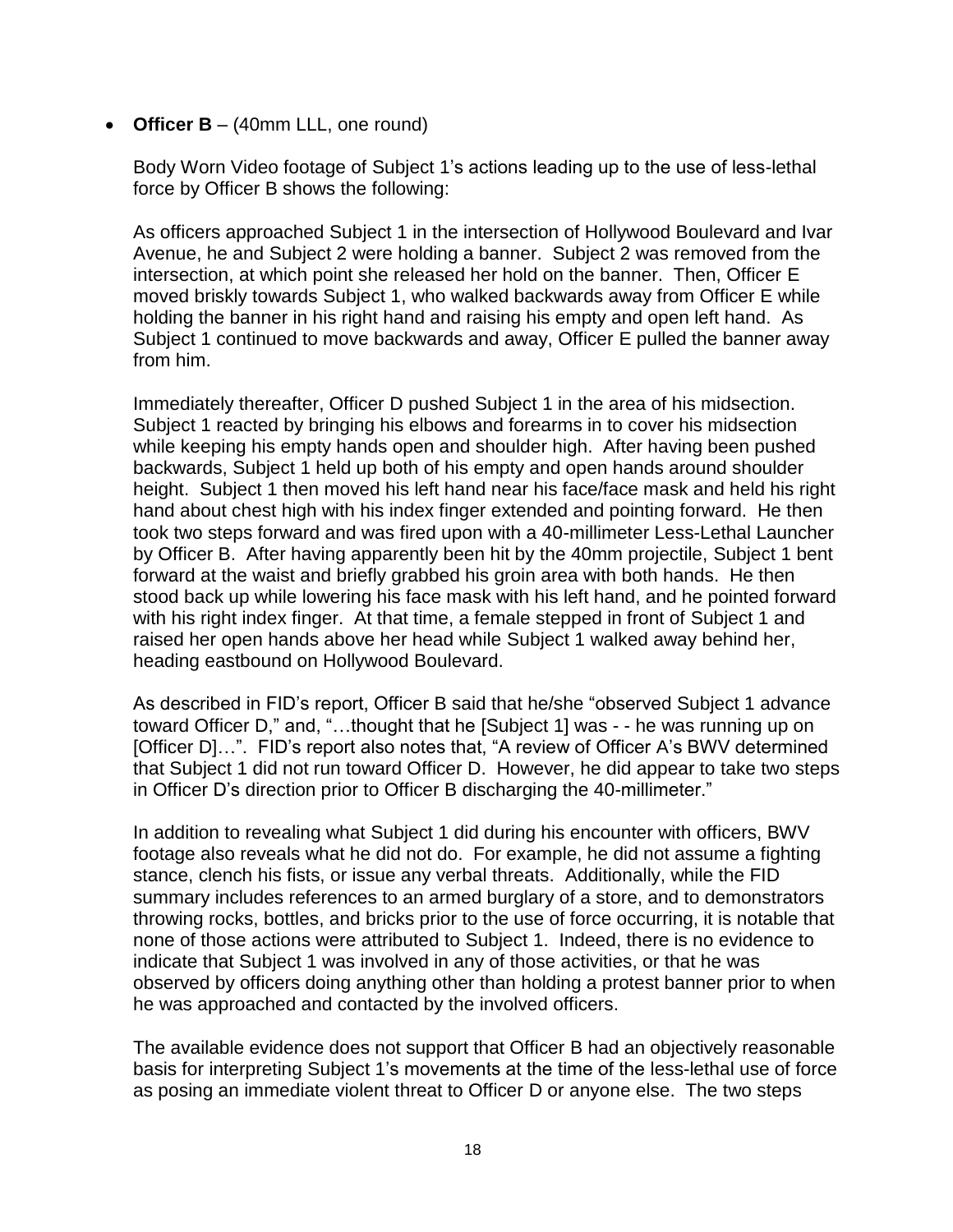- **Officer B** – (40mm LLL, one round)

  Body Worn Video footage of Subject 1's actions leading up to the use of less-lethal force by Officer B shows the following:

  As officers approached Subject 1 in the intersection of Hollywood Boulevard and Ivar Avenue, he and Subject 2 were holding a banner. Subject 2 was removed from the intersection, at which point she released her hold on the banner. Then, Officer E moved briskly towards Subject 1, who walked backwards away from Officer E while holding the banner in his right hand and raising his empty and open left hand. As Subject 1 continued to move backwards and away, Officer E pulled the banner away from him.

  Immediately thereafter, Officer D pushed Subject 1 in the area of his midsection. Subject 1 reacted by bringing his elbows and forearms in to cover his midsection while keeping his empty hands open and shoulder high. After having been pushed backwards, Subject 1 held up both of his empty and open hands around shoulder height. Subject 1 then moved his left hand near his face/face mask and held his right hand about chest high with his index finger extended and pointing forward. He then took two steps forward and was fired upon with a 40-millimeter Less-Lethal Launcher by Officer B. After having apparently been hit by the 40mm projectile, Subject 1 bent forward at the waist and briefly grabbed his groin area with both hands. He then stood back up while lowering his face mask with his left hand, and he pointed forward with his right index finger. At that time, a female stepped in front of Subject 1 and raised her open hands above her head while Subject 1 walked away behind her, heading eastbound on Hollywood Boulevard.

  As described in FID's report, Officer B said that he/she "observed Subject 1 advance toward Officer D," and, "…thought that he [Subject 1] was - - he was running up on [Officer D]…". FID's report also notes that, "A review of Officer A's BWV determined that Subject 1 did not run toward Officer D. However, he did appear to take two steps in Officer D's direction prior to Officer B discharging the 40-millimeter."

  In addition to revealing what Subject 1 did during his encounter with officers, BWV footage also reveals what he did not do. For example, he did not assume a fighting stance, clench his fists, or issue any verbal threats. Additionally, while the FID summary includes references to an armed burglary of a store, and to demonstrators throwing rocks, bottles, and bricks prior to the use of force occurring, it is notable that none of those actions were attributed to Subject 1. Indeed, there is no evidence to indicate that Subject 1 was involved in any of those activities, or that he was observed by officers doing anything other than holding a protest banner prior to when he was approached and contacted by the involved officers.

  The available evidence does not support that Officer B had an objectively reasonable basis for interpreting Subject 1's movements at the time of the less-lethal use of force as posing an immediate violent threat to Officer D or anyone else. The two steps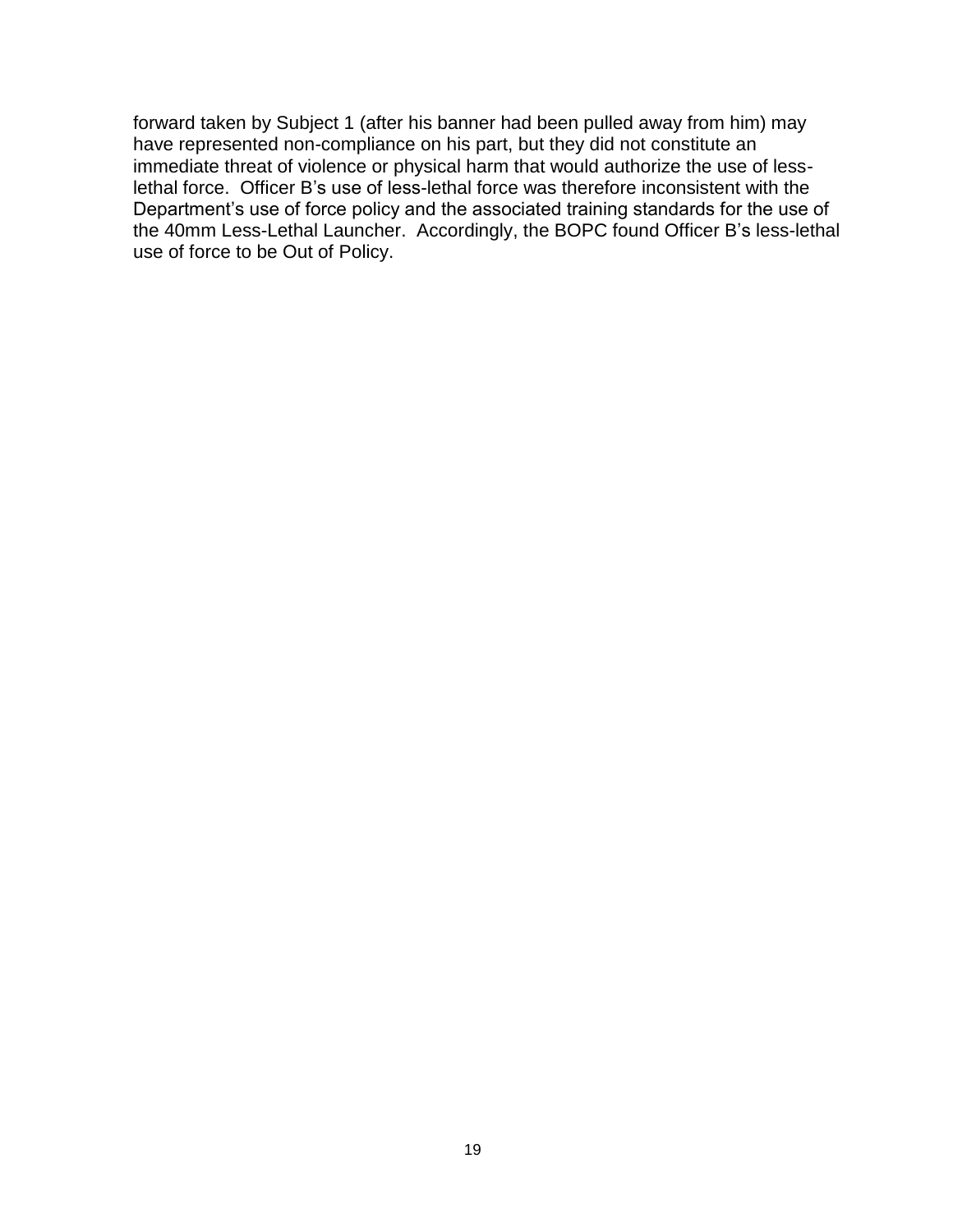forward taken by Subject 1 (after his banner had been pulled away from him) may have represented non-compliance on his part, but they did not constitute an immediate threat of violence or physical harm that would authorize the use of less-lethal force. Officer B's use of less-lethal force was therefore inconsistent with the Department's use of force policy and the associated training standards for the use of the 40mm Less-Lethal Launcher. Accordingly, the BOPC found Officer B's less-lethal use of force to be Out of Policy.